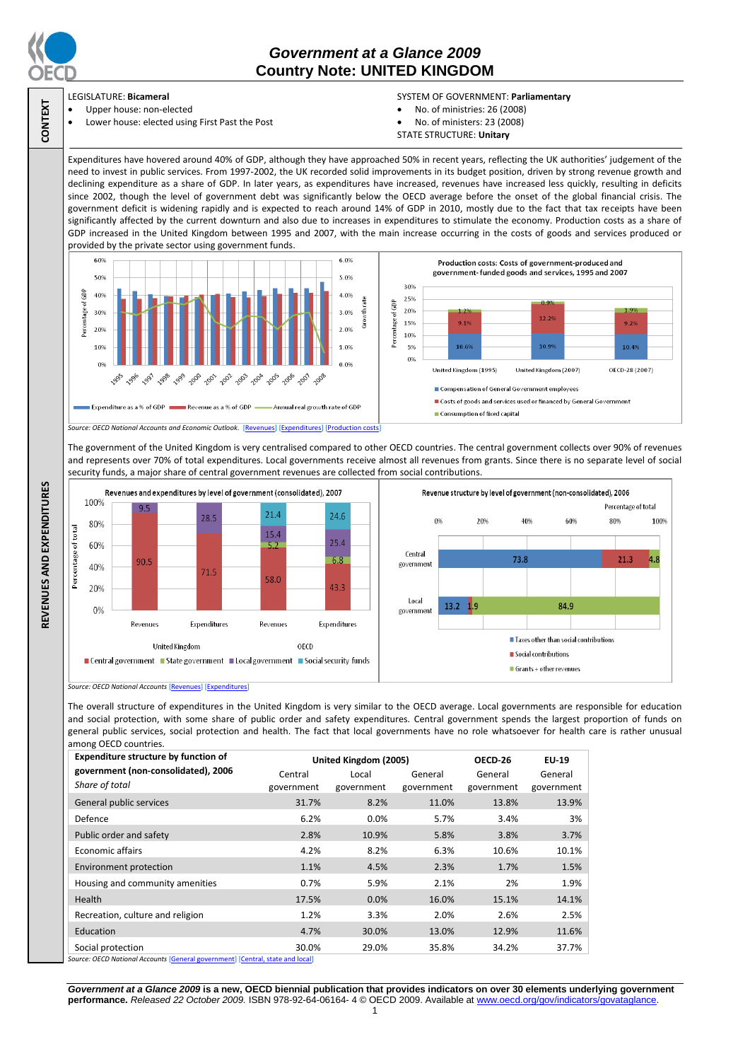# Government at a Glance 2009
## Country Note: UNITED KINGDOM

**CONTEXT**

LEGISLATURE: **Bicameral**
- Upper house: non-elected
- Lower house: elected using First Past the Post

SYSTEM OF GOVERNMENT: **Parliamentary**
- No. of ministries: 26 (2008)
- No. of ministers: 23 (2008)

STATE STRUCTURE: **Unitary**

**REVENUES AND EXPENDITURES**

Expenditures have hovered around 40% of GDP, although they have approached 50% in recent years, reflecting the UK authorities' judgement of the need to invest in public services. From 1997-2002, the UK recorded solid improvements in its budget position, driven by strong revenue growth and declining expenditure as a share of GDP. In later years, as expenditures have increased, revenues have increased less quickly, resulting in deficits since 2002, though the level of government debt was significantly below the OECD average before the onset of the global financial crisis. The government deficit is widening rapidly and is expected to reach around 14% of GDP in 2010, mostly due to the fact that tax receipts have been significantly affected by the current downturn and also due to increases in expenditures to stimulate the economy. Production costs as a share of GDP increased in the United Kingdom between 1995 and 2007, with the main increase occurring in the costs of goods and services produced or provided by the private sector using government funds.

Production costs: Costs of government-produced and government-funded goods and services, 1995 and 2007

| | Compensation of General Government employees | Costs of goods and services used or financed by General Government | Consumption of fixed capital |
|---|---|---|---|
| United Kingdom (1995) | 10.6% | 9.1% | 1.2% |
| United Kingdom (2007) | 10.9% | 12.2% | 0.9% |
| OECD-28 (2007) | 10.4% | 9.2% | 1.9% |

*Source: OECD National Accounts and Economic Outlook.* [Revenues] [Expenditures] [Production costs]

The government of the United Kingdom is very centralised compared to other OECD countries. The central government collects over 90% of revenues and represents over 70% of total expenditures. Local governments receive almost all revenues from grants. Since there is no separate level of social security funds, a major share of central government revenues are collected from social contributions.

Revenues and expenditures by level of government (consolidated), 2007

| | Central government | State government | Local government | Social security funds |
|---|---|---|---|---|
| United Kingdom – Revenues | 90.5 | | 9.5 | |
| United Kingdom – Expenditures | 71.5 | | 28.5 | |
| OECD – Revenues | 58.0 | 5.2 | 15.4 | 21.4 |
| OECD – Expenditures | 43.3 | 6.8 | 25.4 | 24.6 |

Revenue structure by level of government (non-consolidated), 2006 (Percentage of total)

| | Taxes other than social contributions | Social contributions | Grants + other revenues |
|---|---|---|---|
| Central government | 73.8 | 21.3 | 4.8 |
| Local government | 13.2 | 1.9 | 84.9 |

*Source: OECD National Accounts* [Revenues] [Expenditures]

The overall structure of expenditures in the United Kingdom is very similar to the OECD average. Local governments are responsible for education and social protection, with some share of public order and safety expenditures. Central government spends the largest proportion of funds on general public services, social protection and health. The fact that local governments have no role whatsoever for health care is rather unusual among OECD countries.

| **Expenditure structure by function of government (non-consolidated), 2006** *Share of total* | **United Kingdom (2005)** | | | **OECD-26** | **EU-19** |
|---|---|---|---|---|---|
| | Central government | Local government | General government | General government | General government |
| General public services | 31.7% | 8.2% | 11.0% | 13.8% | 13.9% |
| Defence | 6.2% | 0.0% | 5.7% | 3.4% | 3% |
| Public order and safety | 2.8% | 10.9% | 5.8% | 3.8% | 3.7% |
| Economic affairs | 4.2% | 8.2% | 6.3% | 10.6% | 10.1% |
| Environment protection | 1.1% | 4.5% | 2.3% | 1.7% | 1.5% |
| Housing and community amenities | 0.7% | 5.9% | 2.1% | 2% | 1.9% |
| Health | 17.5% | 0.0% | 16.0% | 15.1% | 14.1% |
| Recreation, culture and religion | 1.2% | 3.3% | 2.0% | 2.6% | 2.5% |
| Education | 4.7% | 30.0% | 13.0% | 12.9% | 11.6% |
| Social protection | 30.0% | 29.0% | 35.8% | 34.2% | 37.7% |

*Source: OECD National Accounts* [General government] [Central, state and local]

***Government at a Glance 2009*** **is a new, OECD biennial publication that provides indicators on over 30 elements underlying government performance.** *Released 22 October 2009.* ISBN 978-92-64-06164- 4 © OECD 2009. Available at www.oecd.org/gov/indicators/govataglance.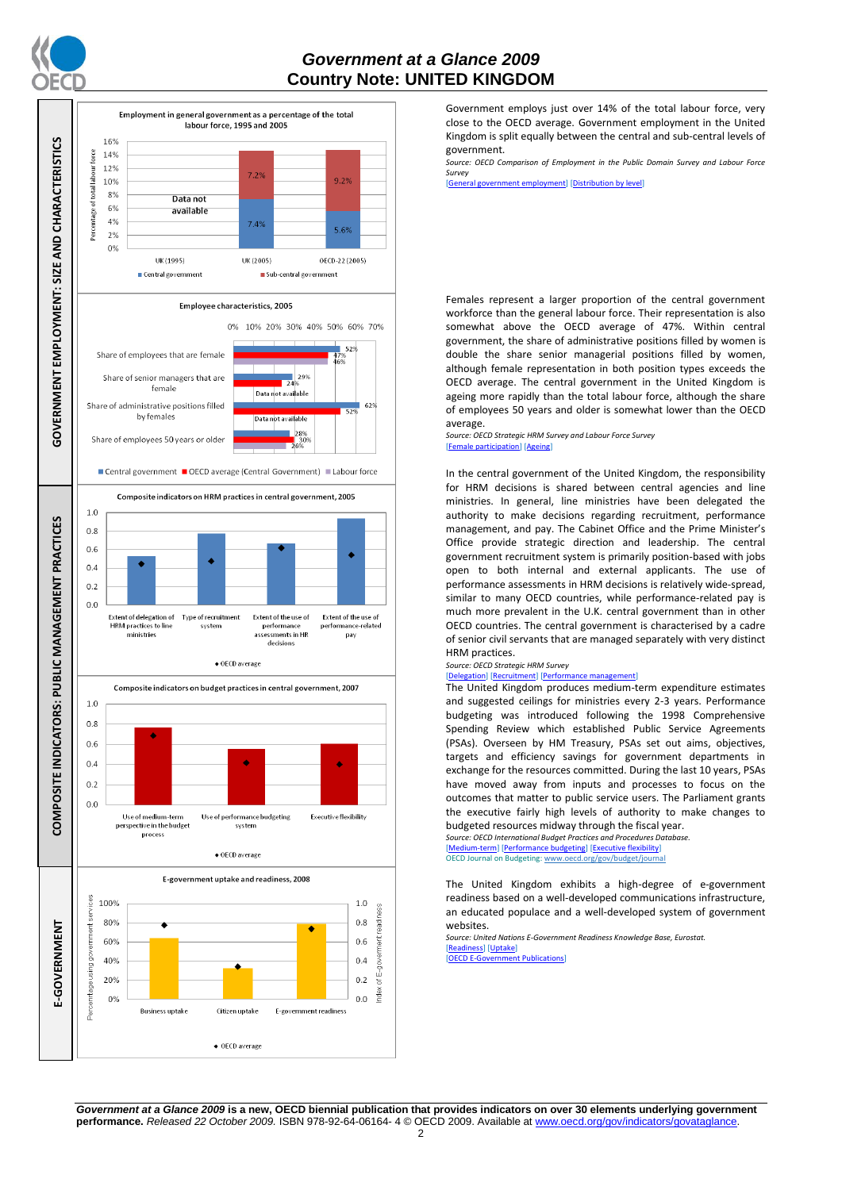## GOVERNMENT EMPLOYMENT: SIZE AND CHARACTERISTICS

**Employment in general government as a percentage of the total labour force, 1995 and 2005**

| | Central government | Sub-central government |
|---|---|---|
| UK (1995) | Data not available | |
| UK (2005) | 7.4% | 7.2% |
| OECD-22 (2005) | 5.6% | 9.2% |

Government employs just over 14% of the total labour force, very close to the OECD average. Government employment in the United Kingdom is split equally between the central and sub-central levels of government.

*Source: OECD Comparison of Employment in the Public Domain Survey and Labour Force Survey*

[General government employment] [Distribution by level]

**Employee characteristics, 2005**

| | Central government | OECD average (Central Government) | Labour force |
|---|---|---|---|
| Share of employees that are female | 52% | 47% | 46% |
| Share of senior managers that are female | 29% | 24% | Data not available |
| Share of administrative positions filled by females | 62% | 52% | Data not available |
| Share of employees 50 years or older | 28% | 30% | 26% |

Females represent a larger proportion of the central government workforce than the general labour force. Their representation is also somewhat above the OECD average of 47%. Within central government, the share of administrative positions filled by women is double the share senior managerial positions filled by women, although female representation in both position types exceeds the OECD average. The central government in the United Kingdom is ageing more rapidly than the total labour force, although the share of employees 50 years and older is somewhat lower than the OECD average.

*Source: OECD Strategic HRM Survey and Labour Force Survey*

[Female participation] [Ageing]

## COMPOSITE INDICATORS: PUBLIC MANAGEMENT PRACTICES

**Composite indicators on HRM practices in central government, 2005**

Indicators: Extent of delegation of HRM practices to line ministries; Type of recruitment system; Extent of the use of performance assessments in HR decisions; Extent of the use of performance-related pay. (◆ OECD average)

In the central government of the United Kingdom, the responsibility for HRM decisions is shared between central agencies and line ministries. In general, line ministries have been delegated the authority to make decisions regarding recruitment, performance management, and pay. The Cabinet Office and the Prime Minister's Office provide strategic direction and leadership. The central government recruitment system is primarily position-based with jobs open to both internal and external applicants. The use of performance assessments in HRM decisions is relatively wide-spread, similar to many OECD countries, while performance-related pay is much more prevalent in the U.K. central government than in other OECD countries. The central government is characterised by a cadre of senior civil servants that are managed separately with very distinct HRM practices.

*Source: OECD Strategic HRM Survey*

[Delegation] [Recruitment] [Performance management]

**Composite indicators on budget practices in central government, 2007**

Indicators: Use of medium-term perspective in the budget process; Use of performance budgeting system; Executive flexibility. (◆ OECD average)

The United Kingdom produces medium-term expenditure estimates and suggested ceilings for ministries every 2-3 years. Performance budgeting was introduced following the 1998 Comprehensive Spending Review which established Public Service Agreements (PSAs). Overseen by HM Treasury, PSAs set out aims, objectives, targets and efficiency savings for government departments in exchange for the resources committed. During the last 10 years, PSAs have moved away from inputs and processes to focus on the outcomes that matter to public service users. The Parliament grants the executive fairly high levels of authority to make changes to budgeted resources midway through the fiscal year.

*Source: OECD International Budget Practices and Procedures Database.*

[Medium-term] [Performance budgeting] [Executive flexibility]

OECD Journal on Budgeting: www.oecd.org/gov/budget/journal

## E-GOVERNMENT

**E-government uptake and readiness, 2008**

Indicators: Business uptake; Citizen uptake (percentage using government services); E-government readiness (index). (◆ OECD average)

The United Kingdom exhibits a high-degree of e-government readiness based on a well-developed communications infrastructure, an educated population and a well-developed system of government websites.

*Source: United Nations E-Government Readiness Knowledge Base, Eurostat.*

[Readiness] [Uptake]

[OECD E-Government Publications]

---

***Government at a Glance 2009*** **is a new, OECD biennial publication that provides indicators on over 30 elements underlying government performance.** *Released 22 October 2009.* ISBN 978-92-64-06164- 4 © OECD 2009. Available at www.oecd.org/gov/indicators/govataglance.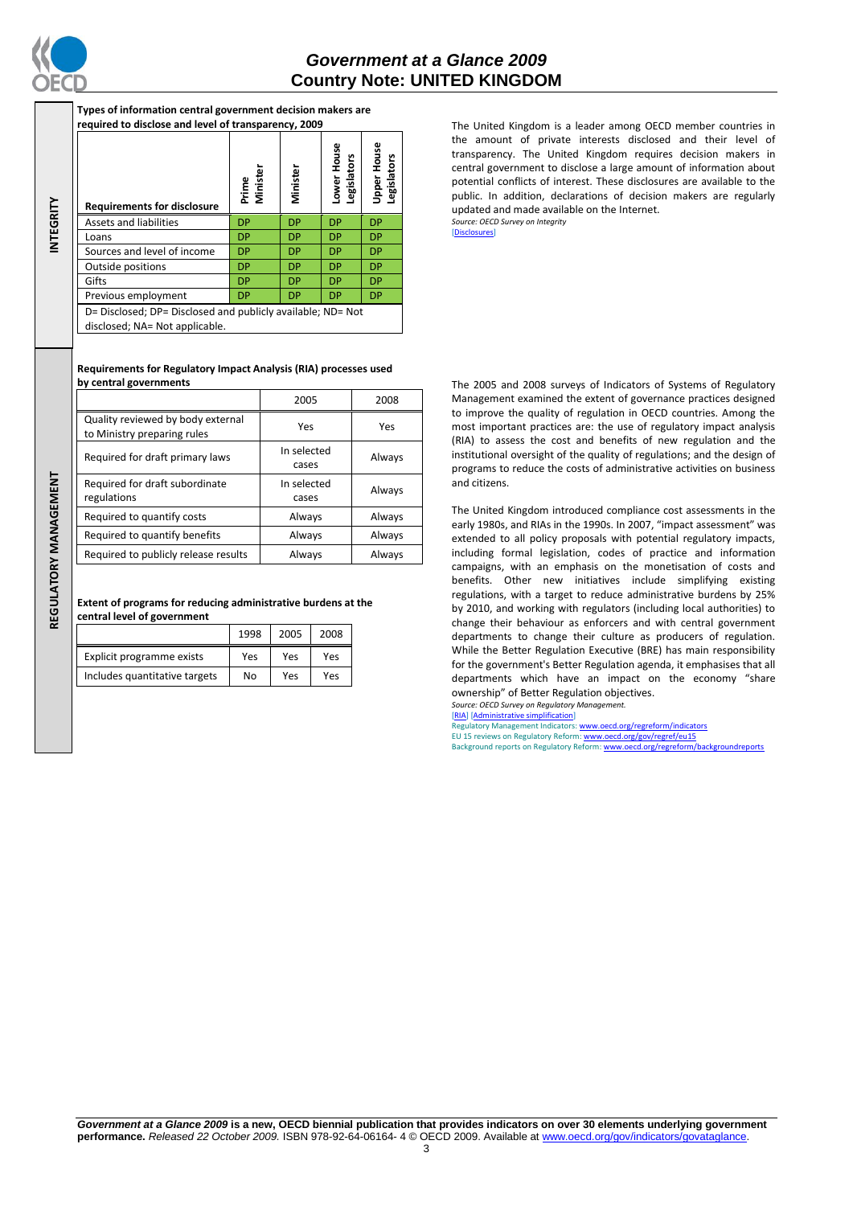## INTEGRITY

**Types of information central government decision makers are required to disclose and level of transparency, 2009**

| Requirements for disclosure | Prime Minister | Minister | Lower House Legislators | Upper House Legislators |
|---|---|---|---|---|
| Assets and liabilities | DP | DP | DP | DP |
| Loans | DP | DP | DP | DP |
| Sources and level of income | DP | DP | DP | DP |
| Outside positions | DP | DP | DP | DP |
| Gifts | DP | DP | DP | DP |
| Previous employment | DP | DP | DP | DP |

D= Disclosed; DP= Disclosed and publicly available; ND= Not disclosed; NA= Not applicable.

The United Kingdom is a leader among OECD member countries in the amount of private interests disclosed and their level of transparency. The United Kingdom requires decision makers in central government to disclose a large amount of information about potential conflicts of interest. These disclosures are available to the public. In addition, declarations of decision makers are regularly updated and made available on the Internet.

*Source: OECD Survey on Integrity*
[Disclosures]

## REGULATORY MANAGEMENT

**Requirements for Regulatory Impact Analysis (RIA) processes used by central governments**

| | 2005 | 2008 |
|---|---|---|
| Quality reviewed by body external to Ministry preparing rules | Yes | Yes |
| Required for draft primary laws | In selected cases | Always |
| Required for draft subordinate regulations | In selected cases | Always |
| Required to quantify costs | Always | Always |
| Required to quantify benefits | Always | Always |
| Required to publicly release results | Always | Always |

**Extent of programs for reducing administrative burdens at the central level of government**

| | 1998 | 2005 | 2008 |
|---|---|---|---|
| Explicit programme exists | Yes | Yes | Yes |
| Includes quantitative targets | No | Yes | Yes |

The 2005 and 2008 surveys of Indicators of Systems of Regulatory Management examined the extent of governance practices designed to improve the quality of regulation in OECD countries. Among the most important practices are: the use of regulatory impact analysis (RIA) to assess the cost and benefits of new regulation and the institutional oversight of the quality of regulations; and the design of programs to reduce the costs of administrative activities on business and citizens.

The United Kingdom introduced compliance cost assessments in the early 1980s, and RIAs in the 1990s. In 2007, "impact assessment" was extended to all policy proposals with potential regulatory impacts, including formal legislation, codes of practice and information campaigns, with an emphasis on the monetisation of costs and benefits. Other new initiatives include simplifying existing regulations, with a target to reduce administrative burdens by 25% by 2010, and working with regulators (including local authorities) to change their behaviour as enforcers and with central government departments to change their culture as producers of regulation. While the Better Regulation Executive (BRE) has main responsibility for the government's Better Regulation agenda, it emphasises that all departments which have an impact on the economy "share ownership" of Better Regulation objectives.

*Source: OECD Survey on Regulatory Management.*
[RIA] [Administrative simplification]
Regulatory Management Indicators: www.oecd.org/regreform/indicators
EU 15 reviews on Regulatory Reform: www.oecd.org/gov/regref/eu15
Background reports on Regulatory Reform: www.oecd.org/regreform/backgroundreports

***Government at a Glance 2009* is a new, OECD biennial publication that provides indicators on over 30 elements underlying government performance.** *Released 22 October 2009.* ISBN 978-92-64-06164- 4 © OECD 2009. Available at www.oecd.org/gov/indicators/govataglance.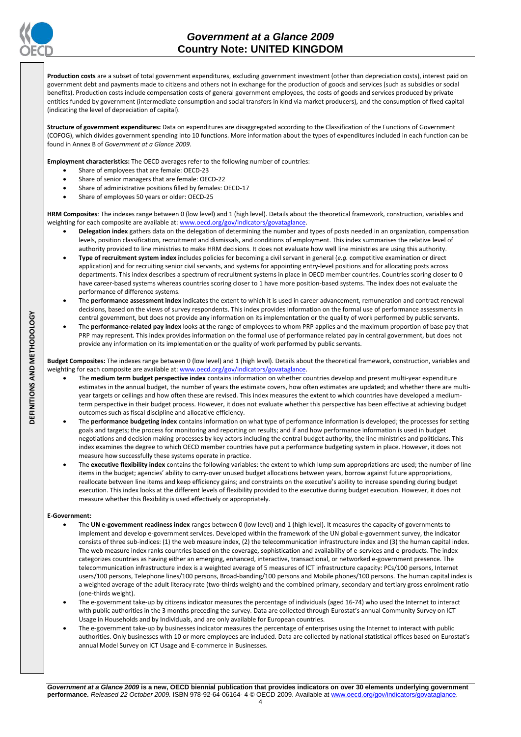**Production costs** are a subset of total government expenditures, excluding government investment (other than depreciation costs), interest paid on government debt and payments made to citizens and others not in exchange for the production of goods and services (such as subsidies or social benefits). Production costs include compensation costs of general government employees, the costs of goods and services produced by private entities funded by government (intermediate consumption and social transfers in kind via market producers), and the consumption of fixed capital (indicating the level of depreciation of capital).

**Structure of government expenditures:** Data on expenditures are disaggregated according to the Classification of the Functions of Government (COFOG), which divides government spending into 10 functions. More information about the types of expenditures included in each function can be found in Annex B of *Government at a Glance 2009*.

**Employment characteristics:** The OECD averages refer to the following number of countries:

- Share of employees that are female: OECD-23
- Share of senior managers that are female: OECD-22
- Share of administrative positions filled by females: OECD-17
- Share of employees 50 years or older: OECD-25

**HRM Composites**: The indexes range between 0 (low level) and 1 (high level). Details about the theoretical framework, construction, variables and weighting for each composite are available at: www.oecd.org/gov/indicators/govataglance.

- **Delegation index** gathers data on the delegation of determining the number and types of posts needed in an organization, compensation levels, position classification, recruitment and dismissals, and conditions of employment. This index summarises the relative level of authority provided to line ministries to make HRM decisions. It does not evaluate how well line ministries are using this authority.
- **Type of recruitment system index i**ncludes policies for becoming a civil servant in general (*e.g.* competitive examination or direct application) and for recruiting senior civil servants, and systems for appointing entry-level positions and for allocating posts across departments. This index describes a spectrum of recruitment systems in place in OECD member countries. Countries scoring closer to 0 have career-based systems whereas countries scoring closer to 1 have more position-based systems. The index does not evaluate the performance of difference systems.
- The **performance assessment index** indicates the extent to which it is used in career advancement, remuneration and contract renewal decisions, based on the views of survey respondents. This index provides information on the formal use of performance assessments in central government, but does not provide any information on its implementation or the quality of work performed by public servants.
- The **performance-related pay index** looks at the range of employees to whom PRP applies and the maximum proportion of base pay that PRP may represent. This index provides information on the formal use of performance related pay in central government, but does not provide any information on its implementation or the quality of work performed by public servants.

**Budget Composites:** The indexes range between 0 (low level) and 1 (high level). Details about the theoretical framework, construction, variables and weighting for each composite are available at: www.oecd.org/gov/indicators/govataglance.

- The **medium term budget perspective index** contains information on whether countries develop and present multi-year expenditure estimates in the annual budget, the number of years the estimate covers, how often estimates are updated; and whether there are multi-year targets or ceilings and how often these are revised. This index measures the extent to which countries have developed a medium-term perspective in their budget process. However, it does not evaluate whether this perspective has been effective at achieving budget outcomes such as fiscal discipline and allocative efficiency.
- The **performance budgeting index** contains information on what type of performance information is developed; the processes for setting goals and targets; the process for monitoring and reporting on results; and if and how performance information is used in budget negotiations and decision making processes by key actors including the central budget authority, the line ministries and politicians. This index examines the degree to which OECD member countries have put a performance budgeting system in place. However, it does not measure how successfully these systems operate in practice.
- The **executive flexibility index** contains the following variables: the extent to which lump sum appropriations are used; the number of line items in the budget; agencies' ability to carry-over unused budget allocations between years, borrow against future appropriations, reallocate between line items and keep efficiency gains; and constraints on the executive's ability to increase spending during budget execution. This index looks at the different levels of flexibility provided to the executive during budget execution. However, it does not measure whether this flexibility is used effectively or appropriately.

**E-Government:**

- The **UN e-government readiness index** ranges between 0 (low level) and 1 (high level). It measures the capacity of governments to implement and develop e-government services. Developed within the framework of the UN global e-government survey, the indicator consists of three sub-indices: (1) the web measure index, (2) the telecommunication infrastructure index and (3) the human capital index. The web measure index ranks countries based on the coverage, sophistication and availability of e-services and e-products. The index categorizes countries as having either an emerging, enhanced, interactive, transactional, or networked e-government presence. The telecommunication infrastructure index is a weighted average of 5 measures of ICT infrastructure capacity: PCs/100 persons, Internet users/100 persons, Telephone lines/100 persons, Broad-banding/100 persons and Mobile phones/100 persons. The human capital index is a weighted average of the adult literacy rate (two-thirds weight) and the combined primary, secondary and tertiary gross enrolment ratio (one-thirds weight).
- The e-government take-up by citizens indicator measures the percentage of individuals (aged 16-74) who used the Internet to interact with public authorities in the 3 months preceding the survey. Data are collected through Eurostat's annual Community Survey on ICT Usage in Households and by Individuals, and are only available for European countries.
- The e-government take-up by businesses indicator measures the percentage of enterprises using the Internet to interact with public authorities. Only businesses with 10 or more employees are included. Data are collected by national statistical offices based on Eurostat's annual Model Survey on ICT Usage and E-commerce in Businesses.